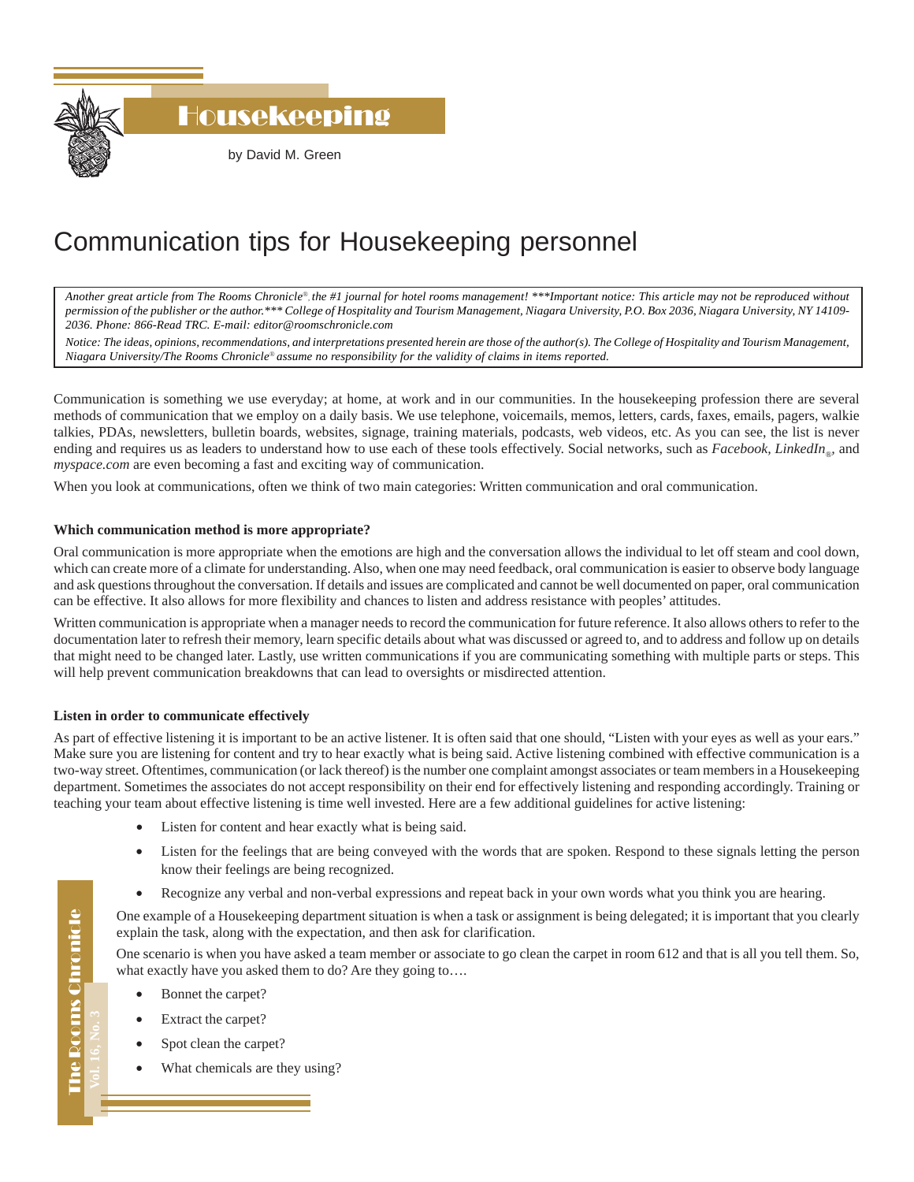# Housekeeping

by David M. Green

## Communication tips for Housekeeping personnel

*Another great article from The Rooms Chronicle®, the #1 journal for hotel rooms management! \*\*\*Important notice: This article may not be reproduced without permission of the publisher or the author.\*\*\* College of Hospitality and Tourism Management, Niagara University, P.O. Box 2036, Niagara University, NY 14109-2036. Phone: 866-Read TRC. E-mail: editor@roomschronicle.com*

*Notice: The ideas, opinions, recommendations, and interpretations presented herein are those of the author(s). The College of Hospitality and Tourism Management, Niagara University/The Rooms Chronicle® assume no responsibility for the validity of claims in items reported.*

Communication is something we use everyday; at home, at work and in our communities. In the housekeeping profession there are several methods of communication that we employ on a daily basis. We use telephone, voicemails, memos, letters, cards, faxes, emails, pagers, walkie talkies, PDAs, newsletters, bulletin boards, websites, signage, training materials, podcasts, web videos, etc. As you can see, the list is never ending and requires us as leaders to understand how to use each of these tools effectively. Social networks, such as *Facebook, LinkedIn®*, and *myspace.com* are even becoming a fast and exciting way of communication.

When you look at communications, often we think of two main categories: Written communication and oral communication.

### Which communication method is more appropriate?

Oral communication is more appropriate when the emotions are high and the conversation allows the individual to let off steam and cool down, which can create more of a climate for understanding. Also, when one may need feedback, oral communication is easier to observe body language and ask questions throughout the conversation. If details and issues are complicated and cannot be well documented on paper, oral communication can be effective. It also allows for more flexibility and chances to listen and address resistance with peoples' attitudes.

Written communication is appropriate when a manager needs to record the communication for future reference. It also allows others to refer to the documentation later to refresh their memory, learn specific details about what was discussed or agreed to, and to address and follow up on details that might need to be changed later. Lastly, use written communications if you are communicating something with multiple parts or steps. This will help prevent communication breakdowns that can lead to oversights or misdirected attention.

### Listen in order to communicate effectively

As part of effective listening it is important to be an active listener. It is often said that one should, "Listen with your eyes as well as your ears." Make sure you are listening for content and try to hear exactly what is being said. Active listening combined with effective communication is a two-way street. Oftentimes, communication (or lack thereof) is the number one complaint amongst associates or team members in a Housekeeping department. Sometimes the associates do not accept responsibility on their end for effectively listening and responding accordingly. Training or teaching your team about effective listening is time well invested. Here are a few additional guidelines for active listening:

- Listen for content and hear exactly what is being said.
- Listen for the feelings that are being conveyed with the words that are spoken. Respond to these signals letting the person know their feelings are being recognized.
- Recognize any verbal and non-verbal expressions and repeat back in your own words what you think you are hearing.

One example of a Housekeeping department situation is when a task or assignment is being delegated; it is important that you clearly explain the task, along with the expectation, and then ask for clarification.

One scenario is when you have asked a team member or associate to go clean the carpet in room 612 and that is all you tell them. So, what exactly have you asked them to do? Are they going to….

- Bonnet the carpet?
- Extract the carpet?
- Spot clean the carpet?
- What chemicals are they using?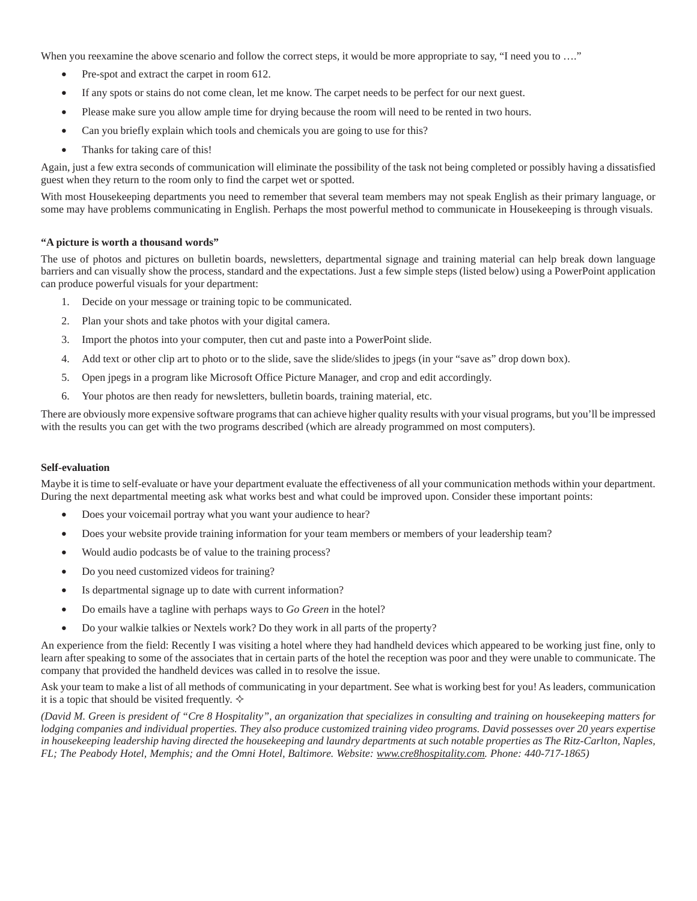When you reexamine the above scenario and follow the correct steps, it would be more appropriate to say, "I need you to …."

- Pre-spot and extract the carpet in room 612.
- If any spots or stains do not come clean, let me know. The carpet needs to be perfect for our next guest.
- Please make sure you allow ample time for drying because the room will need to be rented in two hours.
- Can you briefly explain which tools and chemicals you are going to use for this?
- Thanks for taking care of this!

Again, just a few extra seconds of communication will eliminate the possibility of the task not being completed or possibly having a dissatisfied guest when they return to the room only to find the carpet wet or spotted.

With most Housekeeping departments you need to remember that several team members may not speak English as their primary language, or some may have problems communicating in English. Perhaps the most powerful method to communicate in Housekeeping is through visuals.

**"A picture is worth a thousand words"**

The use of photos and pictures on bulletin boards, newsletters, departmental signage and training material can help break down language barriers and can visually show the process, standard and the expectations. Just a few simple steps (listed below) using a PowerPoint application can produce powerful visuals for your department:

1. Decide on your message or training topic to be communicated.
2. Plan your shots and take photos with your digital camera.
3. Import the photos into your computer, then cut and paste into a PowerPoint slide.
4. Add text or other clip art to photo or to the slide, save the slide/slides to jpegs (in your "save as" drop down box).
5. Open jpegs in a program like Microsoft Office Picture Manager, and crop and edit accordingly.
6. Your photos are then ready for newsletters, bulletin boards, training material, etc.

There are obviously more expensive software programs that can achieve higher quality results with your visual programs, but you'll be impressed with the results you can get with the two programs described (which are already programmed on most computers).

**Self-evaluation**

Maybe it is time to self-evaluate or have your department evaluate the effectiveness of all your communication methods within your department. During the next departmental meeting ask what works best and what could be improved upon. Consider these important points:

- Does your voicemail portray what you want your audience to hear?
- Does your website provide training information for your team members or members of your leadership team?
- Would audio podcasts be of value to the training process?
- Do you need customized videos for training?
- Is departmental signage up to date with current information?
- Do emails have a tagline with perhaps ways to *Go Green* in the hotel?
- Do your walkie talkies or Nextels work? Do they work in all parts of the property?

An experience from the field: Recently I was visiting a hotel where they had handheld devices which appeared to be working just fine, only to learn after speaking to some of the associates that in certain parts of the hotel the reception was poor and they were unable to communicate. The company that provided the handheld devices was called in to resolve the issue.

Ask your team to make a list of all methods of communicating in your department. See what is working best for you! As leaders, communication it is a topic that should be visited frequently. ✧

*(David M. Green is president of "Cre 8 Hospitality", an organization that specializes in consulting and training on housekeeping matters for lodging companies and individual properties. They also produce customized training video programs. David possesses over 20 years expertise in housekeeping leadership having directed the housekeeping and laundry departments at such notable properties as The Ritz-Carlton, Naples, FL; The Peabody Hotel, Memphis; and the Omni Hotel, Baltimore. Website: www.cre8hospitality.com. Phone: 440-717-1865)*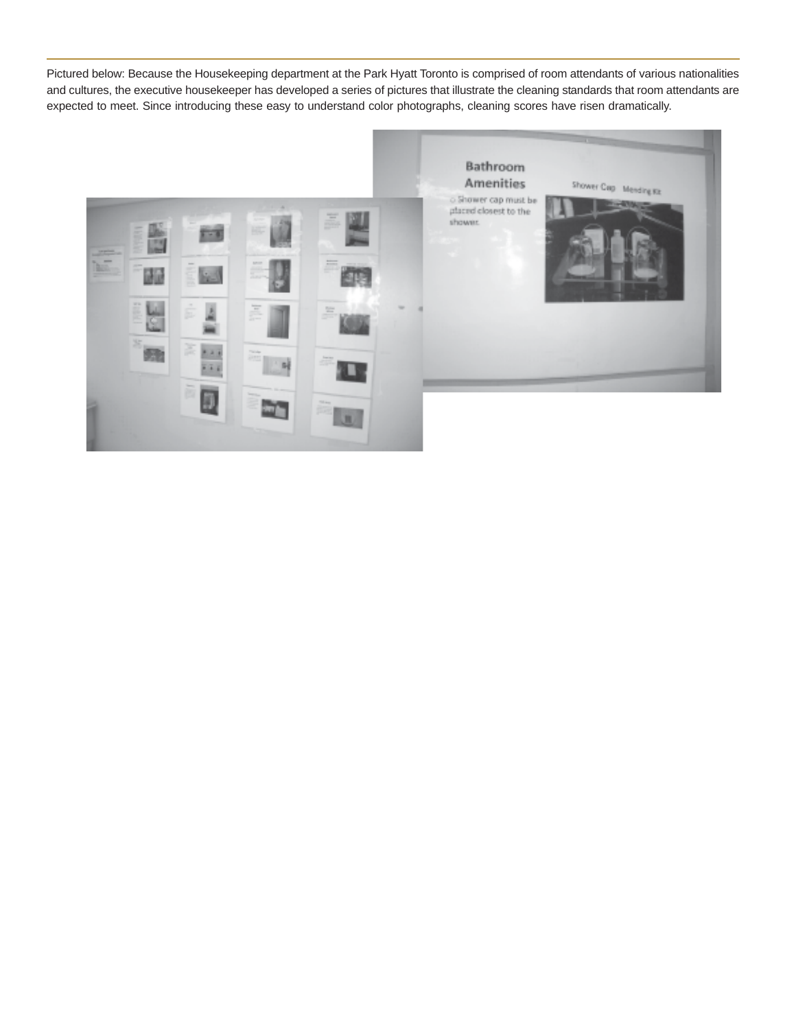Pictured below: Because the Housekeeping department at the Park Hyatt Toronto is comprised of room attendants of various nationalities and cultures, the executive housekeeper has developed a series of pictures that illustrate the cleaning standards that room attendants are expected to meet. Since introducing these easy to understand color photographs, cleaning scores have risen dramatically.